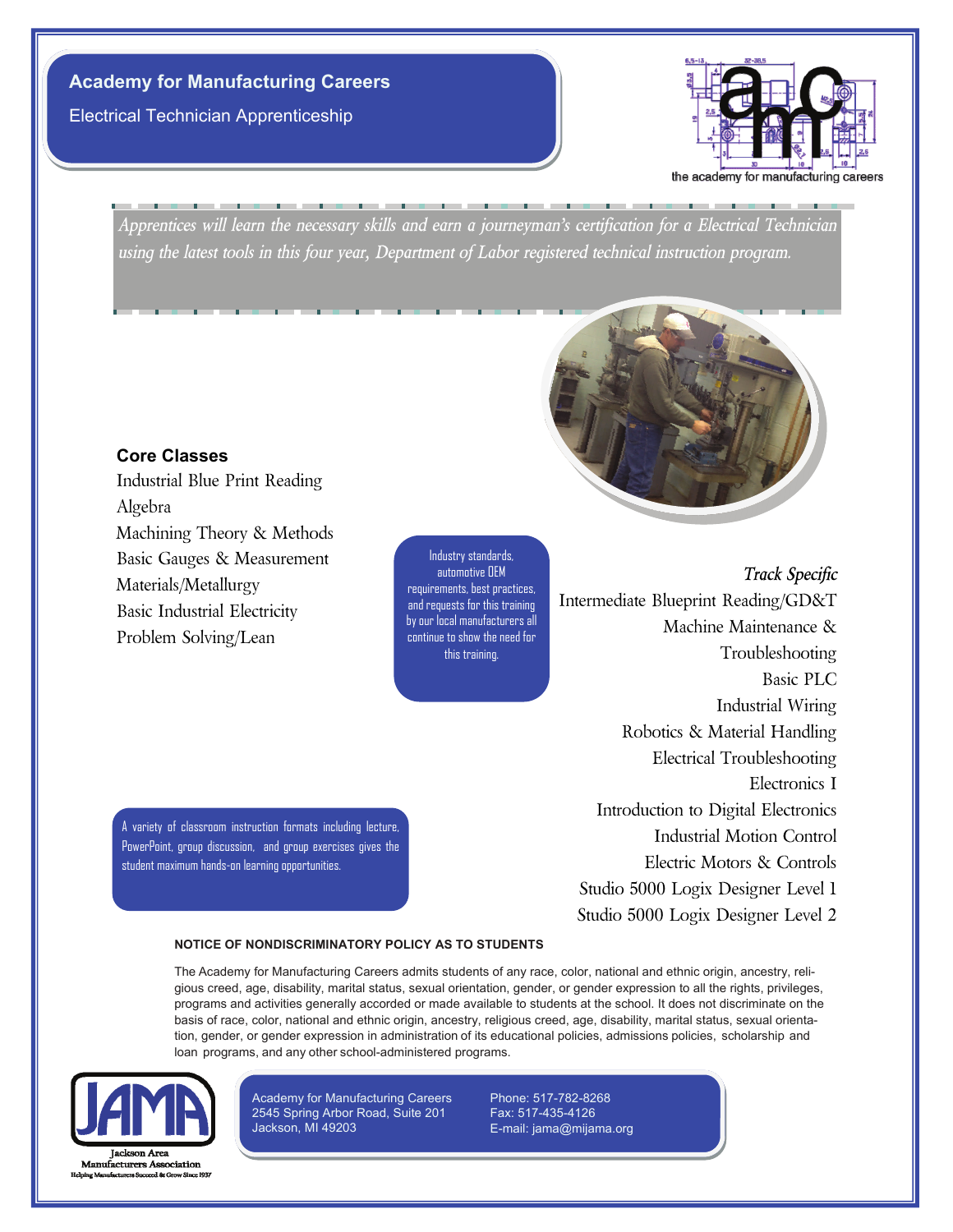# Academy for Manufacturing Careers

## Electrical Technician Apprenticeship

the academy for manufacturing careers

*Apprentices will learn the necessary skills and earn a journeyman's certification for a Electrical Technician using the latest tools in this four year, Department of Labor registered technical instruction program.*

### Core Classes

Industrial Blue Print Reading
Algebra
Machining Theory & Methods
Basic Gauges & Measurement
Materials/Metallurgy
Basic Industrial Electricity
Problem Solving/Lean

Industry standards, automotive OEM requirements, best practices, and requests for this training by our local manufacturers all continue to show the need for this training.

### *Track Specific*

Intermediate Blueprint Reading/GD&T
Machine Maintenance & Troubleshooting
Basic PLC
Industrial Wiring
Robotics & Material Handling
Electrical Troubleshooting
Electronics I
Introduction to Digital Electronics
Industrial Motion Control
Electric Motors & Controls
Studio 5000 Logix Designer Level 1
Studio 5000 Logix Designer Level 2

A variety of classroom instruction formats including lecture, PowerPoint, group discussion, and group exercises gives the student maximum hands-on learning opportunities.

**NOTICE OF NONDISCRIMINATORY POLICY AS TO STUDENTS**

The Academy for Manufacturing Careers admits students of any race, color, national and ethnic origin, ancestry, religious creed, age, disability, marital status, sexual orientation, gender, or gender expression to all the rights, privileges, programs and activities generally accorded or made available to students at the school. It does not discriminate on the basis of race, color, national and ethnic origin, ancestry, religious creed, age, disability, marital status, sexual orientation, gender, or gender expression in administration of its educational policies, admissions policies, scholarship and loan programs, and any other school-administered programs.

JAMA
Jackson Area Manufacturers Association
Helping Manufacturers Succeed & Grow Since 1937

Academy for Manufacturing Careers
2545 Spring Arbor Road, Suite 201
Jackson, MI 49203

Phone: 517-782-8268
Fax: 517-435-4126
E-mail: jama@mijama.org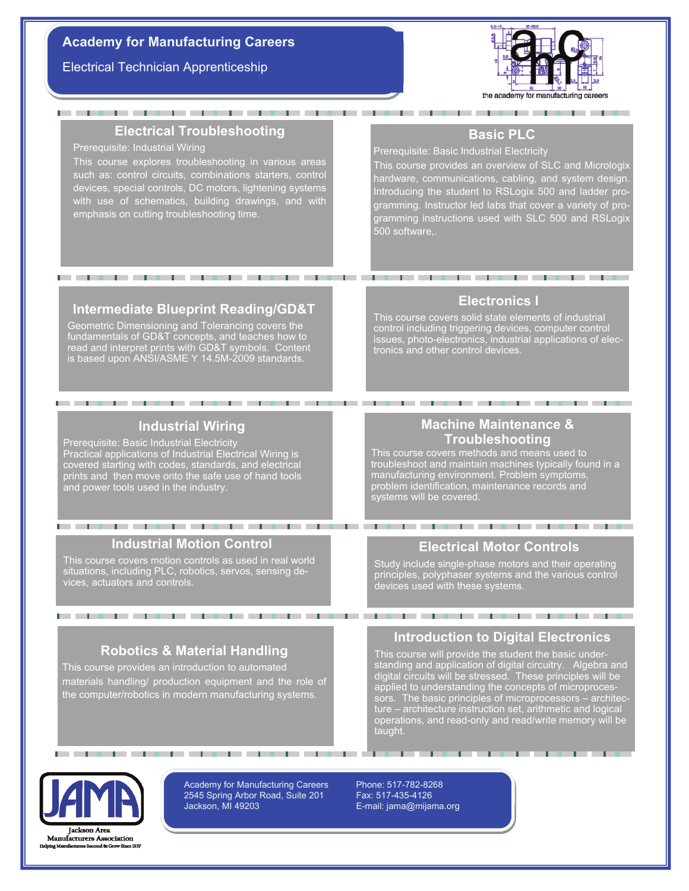## Academy for Manufacturing Careers

Electrical Technician Apprenticeship

the academy for manufacturing careers

### Electrical Troubleshooting

Prerequisite: Industrial Wiring

This course explores troubleshooting in various areas such as: control circuits, combinations starters, control devices, special controls, DC motors, lightening systems with use of schematics, building drawings, and with emphasis on cutting troubleshooting time.

### Basic PLC

Prerequisite: Basic Industrial Electricity

This course provides an overview of SLC and Micrologix hardware, communications, cabling, and system design. Introducing the student to RSLogix 500 and ladder programming. Instructor led labs that cover a variety of programming instructions used with SLC 500 and RSLogix 500 software,.

### Intermediate Blueprint Reading/GD&T

Geometric Dimensioning and Tolerancing covers the fundamentals of GD&T concepts, and teaches how to read and interpret prints with GD&T symbols. Content is based upon ANSI/ASME Y 14.5M-2009 standards.

### Electronics I

This course covers solid state elements of industrial control including triggering devices, computer control issues, photo-electronics, industrial applications of electronics and other control devices.

### Industrial Wiring

Prerequisite: Basic Industrial Electricity

Practical applications of Industrial Electrical Wiring is covered starting with codes, standards, and electrical prints and then move onto the safe use of hand tools and power tools used in the industry.

### Machine Maintenance & Troubleshooting

This course covers methods and means used to troubleshoot and maintain machines typically found in a manufacturing environment. Problem symptoms, problem identification, maintenance records and systems will be covered.

### Industrial Motion Control

This course covers motion controls as used in real world situations, including PLC, robotics, servos, sensing devices, actuators and controls.

### Electrical Motor Controls

Study include single-phase motors and their operating principles, polyphaser systems and the various control devices used with these systems.

### Robotics & Material Handling

This course provides an introduction to automated materials handling/ production equipment and the role of the computer/robotics in modern manufacturing systems.

### Introduction to Digital Electronics

This course will provide the student the basic understanding and application of digital circuitry. Algebra and digital circuits will be stressed. These principles will be applied to understanding the concepts of microprocessors. The basic principles of microprocessors – architecture – architecture instruction set, arithmetic and logical operations, and read-only and read/write memory will be taught.

JAMA

Jackson Area Manufacturers Association

Helping Manufacturers Succeed & Grow Since 1937

Academy for Manufacturing Careers
2545 Spring Arbor Road, Suite 201
Jackson, MI 49203

Phone: 517-782-8268
Fax: 517-435-4126
E-mail: jama@mijama.org